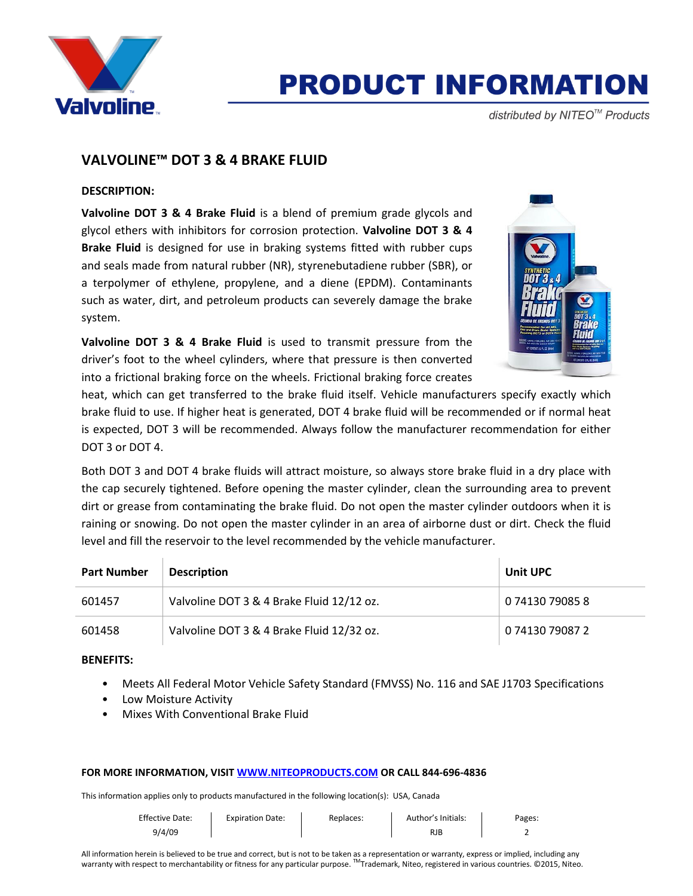# PRODUCT INFORMATION

*distributed by NITEO™ Products*

## VALVOLINE™ DOT 3 & 4 BRAKE FLUID

**DESCRIPTION:**

**Valvoline DOT 3 & 4 Brake Fluid** is a blend of premium grade glycols and glycol ethers with inhibitors for corrosion protection. **Valvoline DOT 3 & 4 Brake Fluid** is designed for use in braking systems fitted with rubber cups and seals made from natural rubber (NR), styrenebutadiene rubber (SBR), or a terpolymer of ethylene, propylene, and a diene (EPDM). Contaminants such as water, dirt, and petroleum products can severely damage the brake system.

**Valvoline DOT 3 & 4 Brake Fluid** is used to transmit pressure from the driver's foot to the wheel cylinders, where that pressure is then converted into a frictional braking force on the wheels. Frictional braking force creates heat, which can get transferred to the brake fluid itself. Vehicle manufacturers specify exactly which brake fluid to use. If higher heat is generated, DOT 4 brake fluid will be recommended or if normal heat is expected, DOT 3 will be recommended. Always follow the manufacturer recommendation for either DOT 3 or DOT 4.

Both DOT 3 and DOT 4 brake fluids will attract moisture, so always store brake fluid in a dry place with the cap securely tightened. Before opening the master cylinder, clean the surrounding area to prevent dirt or grease from contaminating the brake fluid. Do not open the master cylinder outdoors when it is raining or snowing. Do not open the master cylinder in an area of airborne dust or dirt. Check the fluid level and fill the reservoir to the level recommended by the vehicle manufacturer.

| Part Number | Description | Unit UPC |
|---|---|---|
| 601457 | Valvoline DOT 3 & 4 Brake Fluid 12/12 oz. | 0 74130 79085 8 |
| 601458 | Valvoline DOT 3 & 4 Brake Fluid 12/32 oz. | 0 74130 79087 2 |

**BENEFITS:**

- Meets All Federal Motor Vehicle Safety Standard (FMVSS) No. 116 and SAE J1703 Specifications
- Low Moisture Activity
- Mixes With Conventional Brake Fluid

**FOR MORE INFORMATION, VISIT WWW.NITEOPRODUCTS.COM OR CALL 844-696-4836**

This information applies only to products manufactured in the following location(s): USA, Canada

| Effective Date: | Expiration Date: | Replaces: | Author's Initials: | Pages: |
|---|---|---|---|---|
| 9/4/09 | | | RJB | 2 |

All information herein is believed to be true and correct, but is not to be taken as a representation or warranty, express or implied, including any warranty with respect to merchantability or fitness for any particular purpose. ™Trademark, Niteo, registered in various countries. ©2015, Niteo.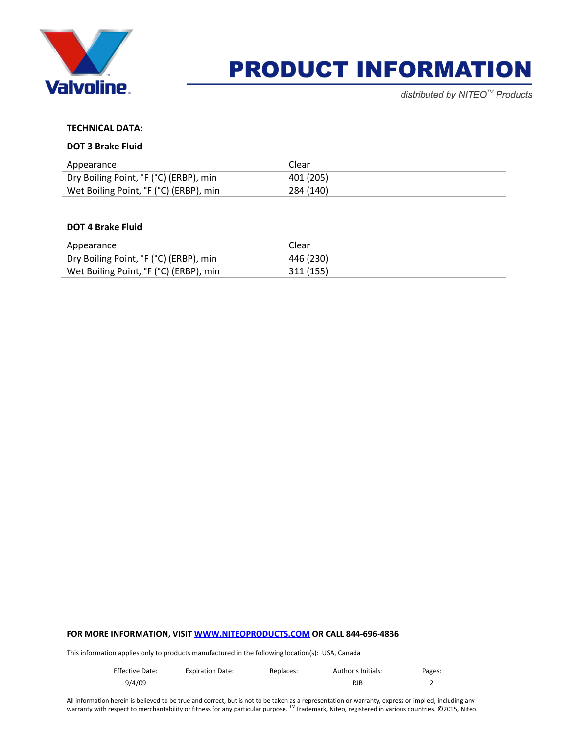# PRODUCT INFORMATION

*distributed by NITEO™ Products*

**TECHNICAL DATA:**

**DOT 3 Brake Fluid**

| | |
|---|---|
| Appearance | Clear |
| Dry Boiling Point, °F (°C) (ERBP), min | 401 (205) |
| Wet Boiling Point, °F (°C) (ERBP), min | 284 (140) |

**DOT 4 Brake Fluid**

| | |
|---|---|
| Appearance | Clear |
| Dry Boiling Point, °F (°C) (ERBP), min | 446 (230) |
| Wet Boiling Point, °F (°C) (ERBP), min | 311 (155) |

**FOR MORE INFORMATION, VISIT [WWW.NITEOPRODUCTS.COM](http://WWW.NITEOPRODUCTS.COM) OR CALL 844-696-4836**

This information applies only to products manufactured in the following location(s): USA, Canada

| Effective Date: | Expiration Date: | Replaces: | Author's Initials: | Pages: |
|---|---|---|---|---|
| 9/4/09 | | | RJB | 2 |

All information herein is believed to be true and correct, but is not to be taken as a representation or warranty, express or implied, including any warranty with respect to merchantability or fitness for any particular purpose. ™Trademark, Niteo, registered in various countries. ©2015, Niteo.